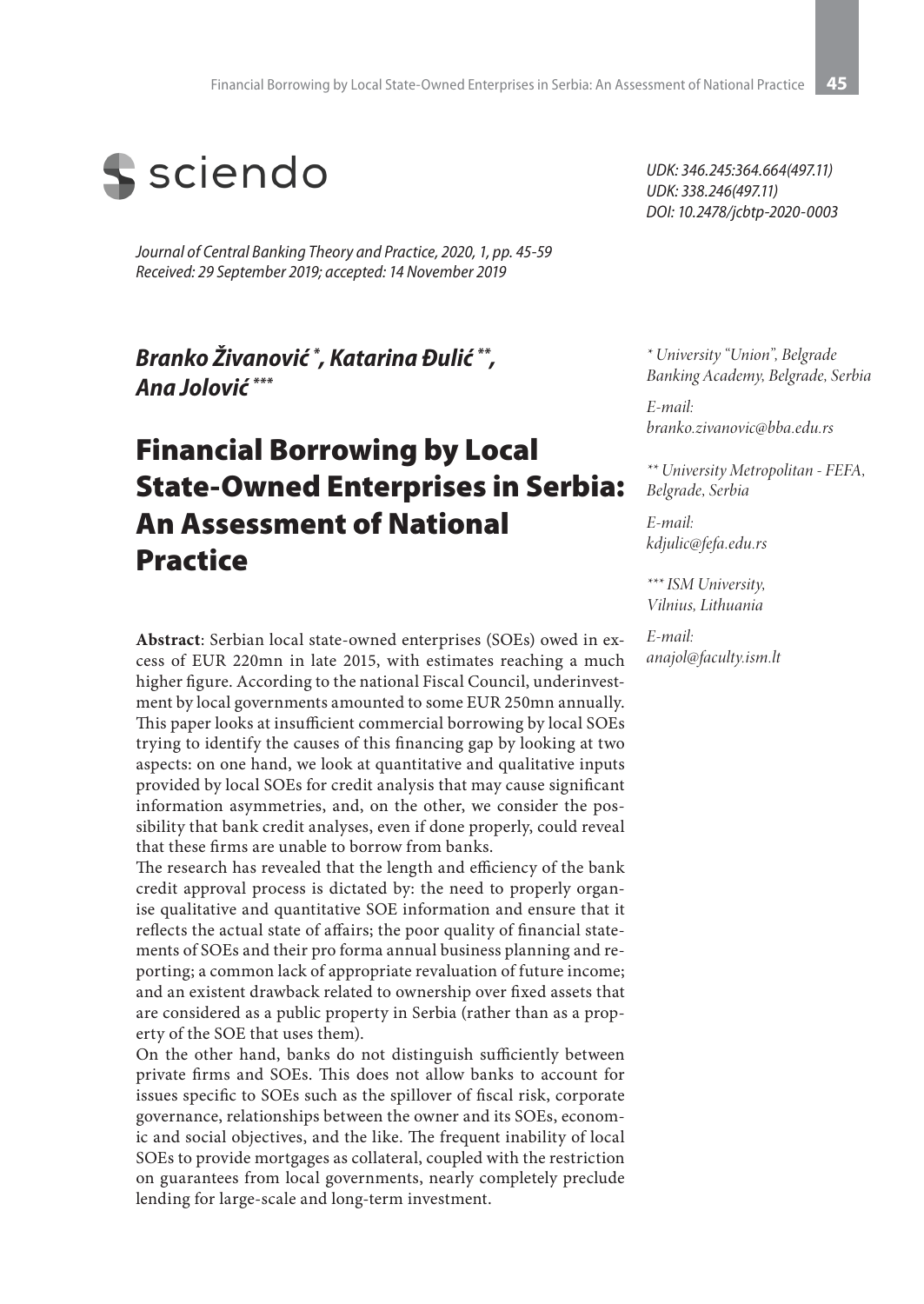sciendo

*UDK: 346.245:364.664(497.11)*
*UDK: 338.246(497.11)*
*DOI: 10.2478/jcbtp-2020-0003*

*Journal of Central Banking Theory and Practice, 2020, 1, pp. 45-59*
*Received: 29 September 2019; accepted: 14 November 2019*

***Branko Živanović [\*], Katarina Đulić [\*\*], Ana Jolović [\*\*\*]***

# Financial Borrowing by Local State-Owned Enterprises in Serbia: An Assessment of National Practice

**Abstract**: Serbian local state-owned enterprises (SOEs) owed in excess of EUR 220mn in late 2015, with estimates reaching a much higher figure. According to the national Fiscal Council, underinvestment by local governments amounted to some EUR 250mn annually. This paper looks at insufficient commercial borrowing by local SOEs trying to identify the causes of this financing gap by looking at two aspects: on one hand, we look at quantitative and qualitative inputs provided by local SOEs for credit analysis that may cause significant information asymmetries, and, on the other, we consider the possibility that bank credit analyses, even if done properly, could reveal that these firms are unable to borrow from banks.

The research has revealed that the length and efficiency of the bank credit approval process is dictated by: the need to properly organise qualitative and quantitative SOE information and ensure that it reflects the actual state of affairs; the poor quality of financial statements of SOEs and their pro forma annual business planning and reporting; a common lack of appropriate revaluation of future income; and an existent drawback related to ownership over fixed assets that are considered as a public property in Serbia (rather than as a property of the SOE that uses them).

On the other hand, banks do not distinguish sufficiently between private firms and SOEs. This does not allow banks to account for issues specific to SOEs such as the spillover of fiscal risk, corporate governance, relationships between the owner and its SOEs, economic and social objectives, and the like. The frequent inability of local SOEs to provide mortgages as collateral, coupled with the restriction on guarantees from local governments, nearly completely preclude lending for large-scale and long-term investment.

*[\*] University "Union", Belgrade Banking Academy, Belgrade, Serbia*

*E-mail: branko.zivanovic@bba.edu.rs*

*[\*\*] University Metropolitan - FEFA, Belgrade, Serbia*

*E-mail: kdjulic@fefa.edu.rs*

*[\*\*\*] ISM University, Vilnius, Lithuania*

*E-mail: anajol@faculty.ism.lt*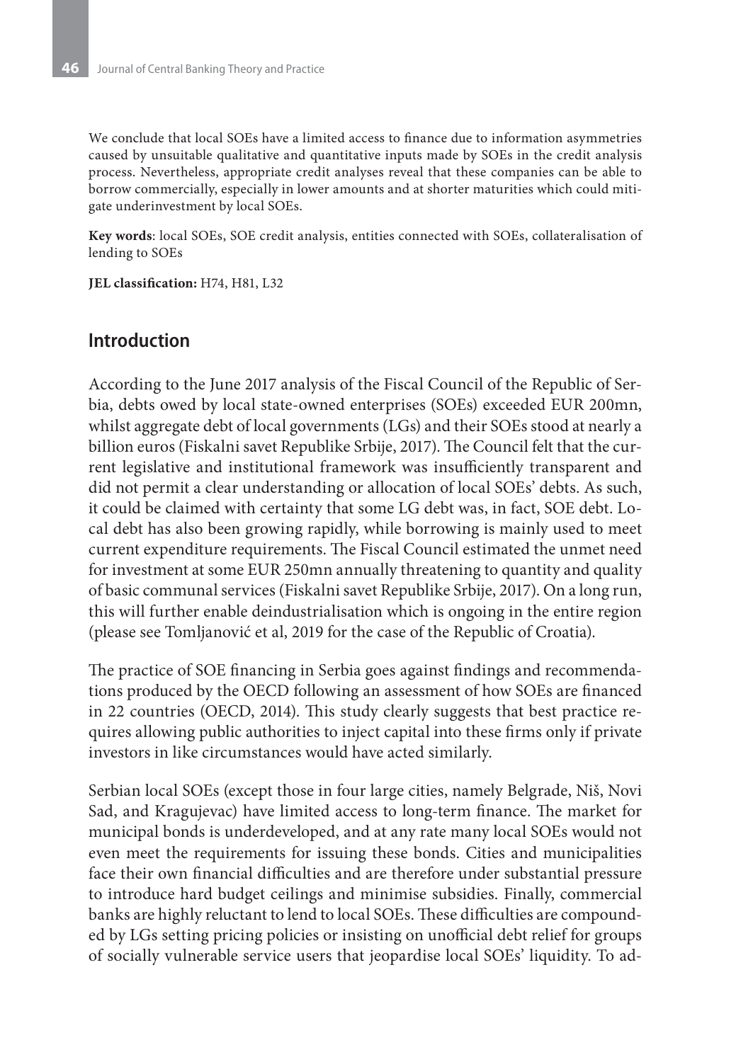We conclude that local SOEs have a limited access to finance due to information asymmetries caused by unsuitable qualitative and quantitative inputs made by SOEs in the credit analysis process. Nevertheless, appropriate credit analyses reveal that these companies can be able to borrow commercially, especially in lower amounts and at shorter maturities which could mitigate underinvestment by local SOEs.

**Key words**: local SOEs, SOE credit analysis, entities connected with SOEs, collateralisation of lending to SOEs

**JEL classification:** H74, H81, L32

## Introduction

According to the June 2017 analysis of the Fiscal Council of the Republic of Serbia, debts owed by local state-owned enterprises (SOEs) exceeded EUR 200mn, whilst aggregate debt of local governments (LGs) and their SOEs stood at nearly a billion euros (Fiskalni savet Republike Srbije, 2017). The Council felt that the current legislative and institutional framework was insufficiently transparent and did not permit a clear understanding or allocation of local SOEs' debts. As such, it could be claimed with certainty that some LG debt was, in fact, SOE debt. Local debt has also been growing rapidly, while borrowing is mainly used to meet current expenditure requirements. The Fiscal Council estimated the unmet need for investment at some EUR 250mn annually threatening to quantity and quality of basic communal services (Fiskalni savet Republike Srbije, 2017). On a long run, this will further enable deindustrialisation which is ongoing in the entire region (please see Tomljanović et al, 2019 for the case of the Republic of Croatia).

The practice of SOE financing in Serbia goes against findings and recommendations produced by the OECD following an assessment of how SOEs are financed in 22 countries (OECD, 2014). This study clearly suggests that best practice requires allowing public authorities to inject capital into these firms only if private investors in like circumstances would have acted similarly.

Serbian local SOEs (except those in four large cities, namely Belgrade, Niš, Novi Sad, and Kragujevac) have limited access to long-term finance. The market for municipal bonds is underdeveloped, and at any rate many local SOEs would not even meet the requirements for issuing these bonds. Cities and municipalities face their own financial difficulties and are therefore under substantial pressure to introduce hard budget ceilings and minimise subsidies. Finally, commercial banks are highly reluctant to lend to local SOEs. These difficulties are compounded by LGs setting pricing policies or insisting on unofficial debt relief for groups of socially vulnerable service users that jeopardise local SOEs' liquidity. To ad-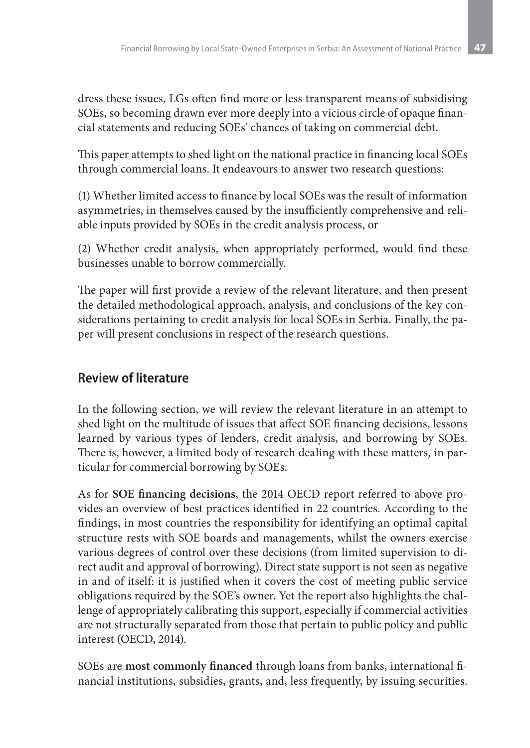dress these issues, LGs often find more or less transparent means of subsidising SOEs, so becoming drawn ever more deeply into a vicious circle of opaque financial statements and reducing SOEs' chances of taking on commercial debt.

This paper attempts to shed light on the national practice in financing local SOEs through commercial loans. It endeavours to answer two research questions:

(1) Whether limited access to finance by local SOEs was the result of information asymmetries, in themselves caused by the insufficiently comprehensive and reliable inputs provided by SOEs in the credit analysis process, or

(2) Whether credit analysis, when appropriately performed, would find these businesses unable to borrow commercially.

The paper will first provide a review of the relevant literature, and then present the detailed methodological approach, analysis, and conclusions of the key considerations pertaining to credit analysis for local SOEs in Serbia. Finally, the paper will present conclusions in respect of the research questions.

## Review of literature

In the following section, we will review the relevant literature in an attempt to shed light on the multitude of issues that affect SOE financing decisions, lessons learned by various types of lenders, credit analysis, and borrowing by SOEs. There is, however, a limited body of research dealing with these matters, in particular for commercial borrowing by SOEs.

As for **SOE financing decisions**, the 2014 OECD report referred to above provides an overview of best practices identified in 22 countries. According to the findings, in most countries the responsibility for identifying an optimal capital structure rests with SOE boards and managements, whilst the owners exercise various degrees of control over these decisions (from limited supervision to direct audit and approval of borrowing). Direct state support is not seen as negative in and of itself: it is justified when it covers the cost of meeting public service obligations required by the SOE's owner. Yet the report also highlights the challenge of appropriately calibrating this support, especially if commercial activities are not structurally separated from those that pertain to public policy and public interest (OECD, 2014).

SOEs are **most commonly financed** through loans from banks, international financial institutions, subsidies, grants, and, less frequently, by issuing securities.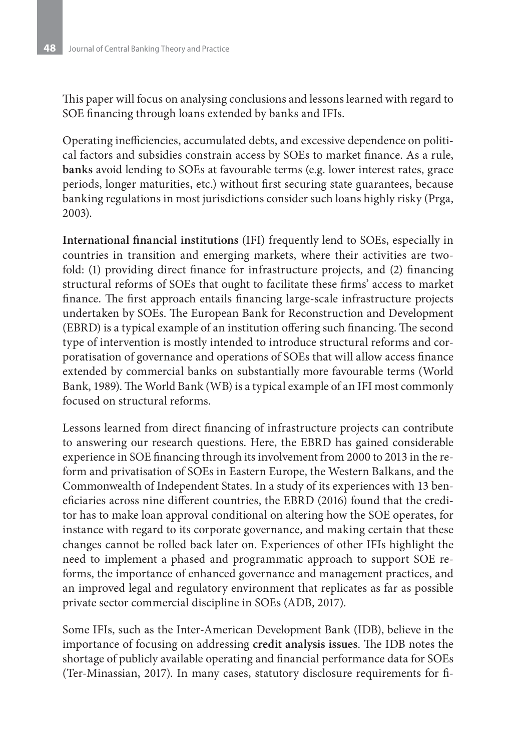This paper will focus on analysing conclusions and lessons learned with regard to SOE financing through loans extended by banks and IFIs.

Operating inefficiencies, accumulated debts, and excessive dependence on political factors and subsidies constrain access by SOEs to market finance. As a rule, **banks** avoid lending to SOEs at favourable terms (e.g. lower interest rates, grace periods, longer maturities, etc.) without first securing state guarantees, because banking regulations in most jurisdictions consider such loans highly risky (Prga, 2003).

**International financial institutions** (IFI) frequently lend to SOEs, especially in countries in transition and emerging markets, where their activities are twofold: (1) providing direct finance for infrastructure projects, and (2) financing structural reforms of SOEs that ought to facilitate these firms' access to market finance. The first approach entails financing large-scale infrastructure projects undertaken by SOEs. The European Bank for Reconstruction and Development (EBRD) is a typical example of an institution offering such financing. The second type of intervention is mostly intended to introduce structural reforms and corporatisation of governance and operations of SOEs that will allow access finance extended by commercial banks on substantially more favourable terms (World Bank, 1989). The World Bank (WB) is a typical example of an IFI most commonly focused on structural reforms.

Lessons learned from direct financing of infrastructure projects can contribute to answering our research questions. Here, the EBRD has gained considerable experience in SOE financing through its involvement from 2000 to 2013 in the reform and privatisation of SOEs in Eastern Europe, the Western Balkans, and the Commonwealth of Independent States. In a study of its experiences with 13 beneficiaries across nine different countries, the EBRD (2016) found that the creditor has to make loan approval conditional on altering how the SOE operates, for instance with regard to its corporate governance, and making certain that these changes cannot be rolled back later on. Experiences of other IFIs highlight the need to implement a phased and programmatic approach to support SOE reforms, the importance of enhanced governance and management practices, and an improved legal and regulatory environment that replicates as far as possible private sector commercial discipline in SOEs (ADB, 2017).

Some IFIs, such as the Inter-American Development Bank (IDB), believe in the importance of focusing on addressing **credit analysis issues**. The IDB notes the shortage of publicly available operating and financial performance data for SOEs (Ter-Minassian, 2017). In many cases, statutory disclosure requirements for fi-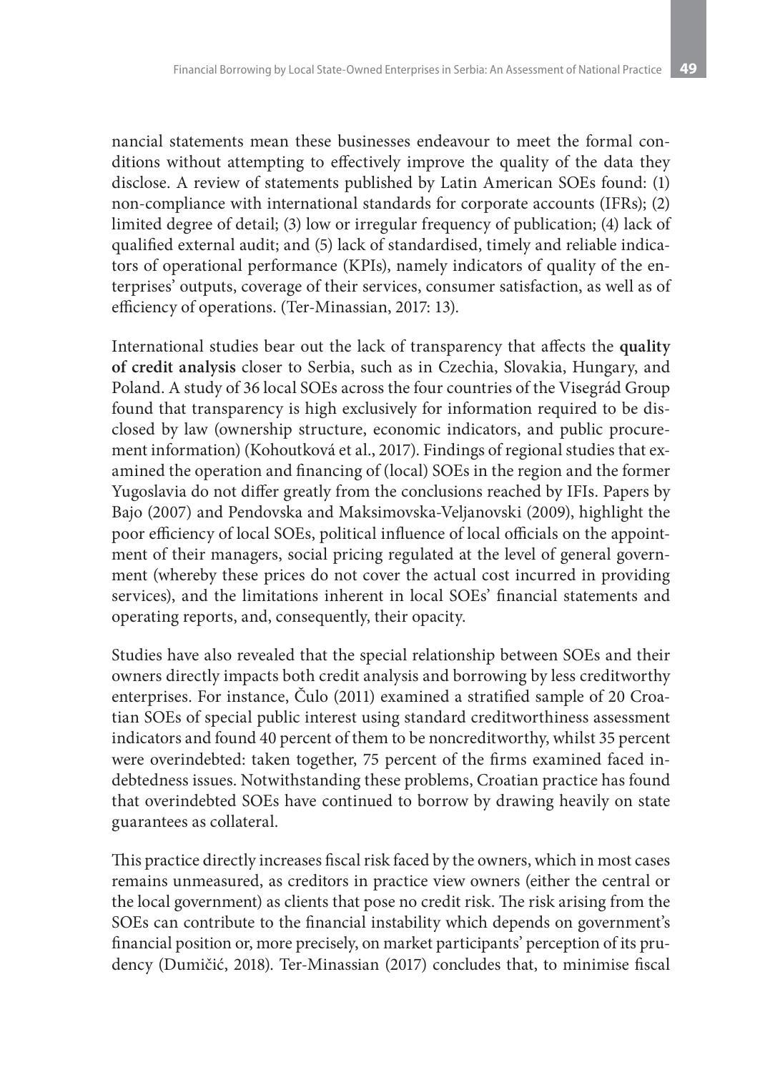nancial statements mean these businesses endeavour to meet the formal conditions without attempting to effectively improve the quality of the data they disclose. A review of statements published by Latin American SOEs found: (1) non-compliance with international standards for corporate accounts (IFRs); (2) limited degree of detail; (3) low or irregular frequency of publication; (4) lack of qualified external audit; and (5) lack of standardised, timely and reliable indicators of operational performance (KPIs), namely indicators of quality of the enterprises' outputs, coverage of their services, consumer satisfaction, as well as of efficiency of operations. (Ter-Minassian, 2017: 13).

International studies bear out the lack of transparency that affects the **quality of credit analysis** closer to Serbia, such as in Czechia, Slovakia, Hungary, and Poland. A study of 36 local SOEs across the four countries of the Visegrád Group found that transparency is high exclusively for information required to be disclosed by law (ownership structure, economic indicators, and public procurement information) (Kohoutková et al., 2017). Findings of regional studies that examined the operation and financing of (local) SOEs in the region and the former Yugoslavia do not differ greatly from the conclusions reached by IFIs. Papers by Bajo (2007) and Pendovska and Maksimovska-Veljanovski (2009), highlight the poor efficiency of local SOEs, political influence of local officials on the appointment of their managers, social pricing regulated at the level of general government (whereby these prices do not cover the actual cost incurred in providing services), and the limitations inherent in local SOEs' financial statements and operating reports, and, consequently, their opacity.

Studies have also revealed that the special relationship between SOEs and their owners directly impacts both credit analysis and borrowing by less creditworthy enterprises. For instance, Čulo (2011) examined a stratified sample of 20 Croatian SOEs of special public interest using standard creditworthiness assessment indicators and found 40 percent of them to be noncreditworthy, whilst 35 percent were overindebted: taken together, 75 percent of the firms examined faced indebtedness issues. Notwithstanding these problems, Croatian practice has found that overindebted SOEs have continued to borrow by drawing heavily on state guarantees as collateral.

This practice directly increases fiscal risk faced by the owners, which in most cases remains unmeasured, as creditors in practice view owners (either the central or the local government) as clients that pose no credit risk. The risk arising from the SOEs can contribute to the financial instability which depends on government's financial position or, more precisely, on market participants' perception of its prudency (Dumičić, 2018). Ter-Minassian (2017) concludes that, to minimise fiscal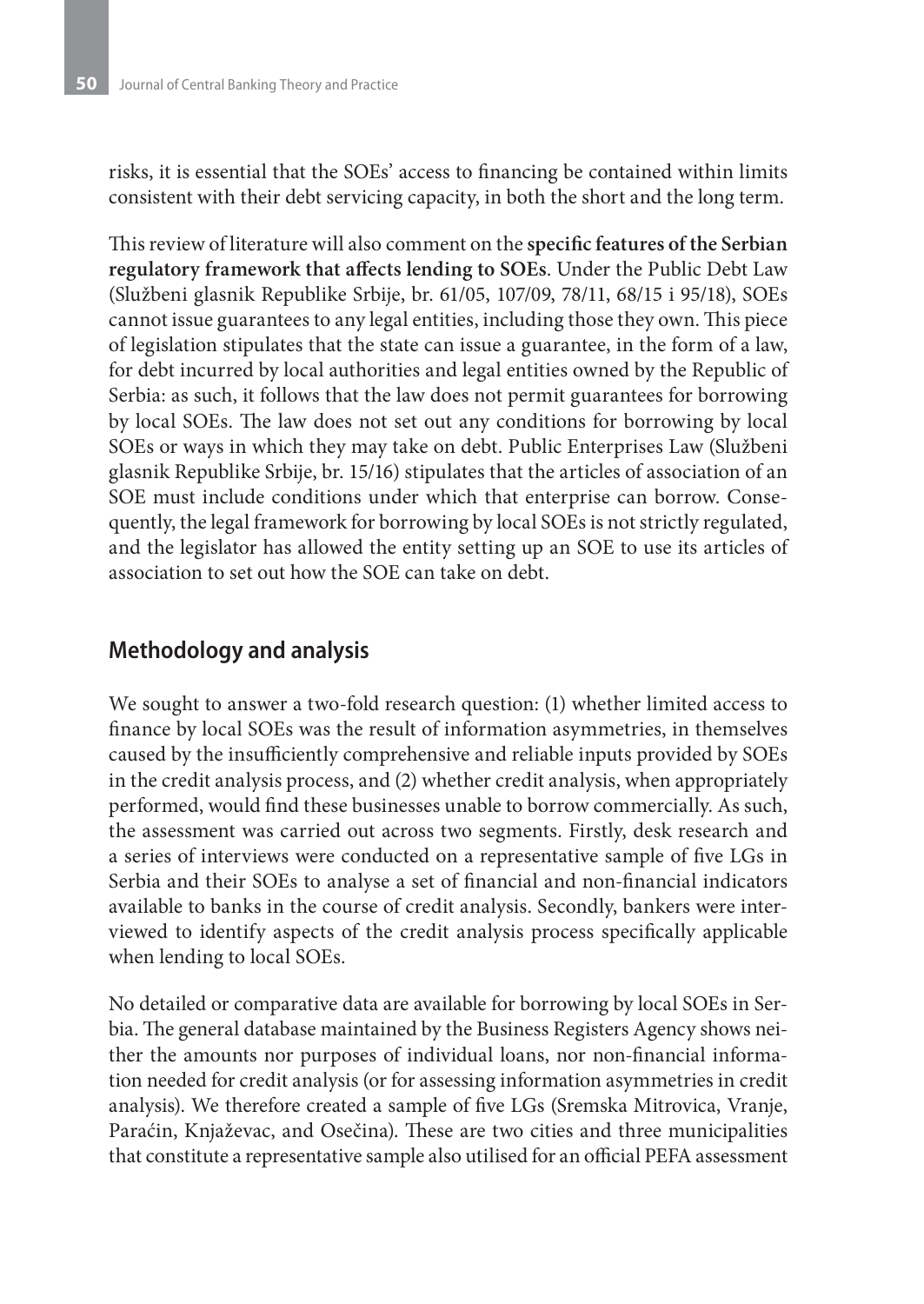risks, it is essential that the SOEs' access to financing be contained within limits consistent with their debt servicing capacity, in both the short and the long term.

This review of literature will also comment on the **specific features of the Serbian regulatory framework that affects lending to SOEs**. Under the Public Debt Law (Službeni glasnik Republike Srbije, br. 61/05, 107/09, 78/11, 68/15 i 95/18), SOEs cannot issue guarantees to any legal entities, including those they own. This piece of legislation stipulates that the state can issue a guarantee, in the form of a law, for debt incurred by local authorities and legal entities owned by the Republic of Serbia: as such, it follows that the law does not permit guarantees for borrowing by local SOEs. The law does not set out any conditions for borrowing by local SOEs or ways in which they may take on debt. Public Enterprises Law (Službeni glasnik Republike Srbije, br. 15/16) stipulates that the articles of association of an SOE must include conditions under which that enterprise can borrow. Consequently, the legal framework for borrowing by local SOEs is not strictly regulated, and the legislator has allowed the entity setting up an SOE to use its articles of association to set out how the SOE can take on debt.

## Methodology and analysis

We sought to answer a two-fold research question: (1) whether limited access to finance by local SOEs was the result of information asymmetries, in themselves caused by the insufficiently comprehensive and reliable inputs provided by SOEs in the credit analysis process, and (2) whether credit analysis, when appropriately performed, would find these businesses unable to borrow commercially. As such, the assessment was carried out across two segments. Firstly, desk research and a series of interviews were conducted on a representative sample of five LGs in Serbia and their SOEs to analyse a set of financial and non-financial indicators available to banks in the course of credit analysis. Secondly, bankers were interviewed to identify aspects of the credit analysis process specifically applicable when lending to local SOEs.

No detailed or comparative data are available for borrowing by local SOEs in Serbia. The general database maintained by the Business Registers Agency shows neither the amounts nor purposes of individual loans, nor non-financial information needed for credit analysis (or for assessing information asymmetries in credit analysis). We therefore created a sample of five LGs (Sremska Mitrovica, Vranje, Paraćin, Knjaževac, and Osečina). These are two cities and three municipalities that constitute a representative sample also utilised for an official PEFA assessment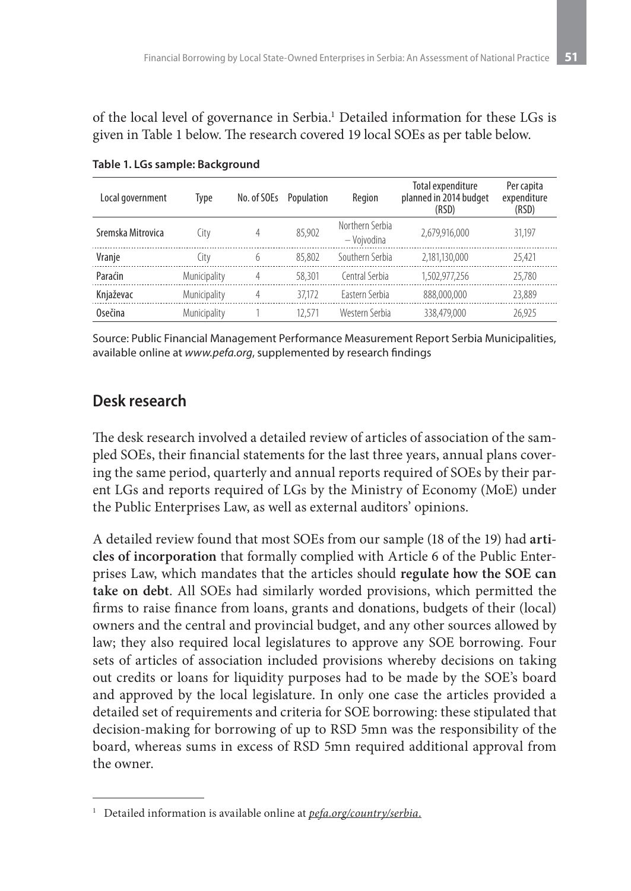of the local level of governance in Serbia.[1] Detailed information for these LGs is given in Table 1 below. The research covered 19 local SOEs as per table below.

**Table 1. LGs sample: Background**

| Local government | Type | No. of SOEs | Population | Region | Total expenditure planned in 2014 budget (RSD) | Per capita expenditure (RSD) |
|---|---|---|---|---|---|---|
| Sremska Mitrovica | City | 4 | 85,902 | Northern Serbia – Vojvodina | 2,679,916,000 | 31,197 |
| Vranje | City | 6 | 85,802 | Southern Serbia | 2,181,130,000 | 25,421 |
| Paraćin | Municipality | 4 | 58,301 | Central Serbia | 1,502,977,256 | 25,780 |
| Knjaževac | Municipality | 4 | 37,172 | Eastern Serbia | 888,000,000 | 23,889 |
| Osečina | Municipality | 1 | 12,571 | Western Serbia | 338,479,000 | 26,925 |

Source: Public Financial Management Performance Measurement Report Serbia Municipalities, available online at *www.pefa.org*, supplemented by research findings

## Desk research

The desk research involved a detailed review of articles of association of the sampled SOEs, their financial statements for the last three years, annual plans covering the same period, quarterly and annual reports required of SOEs by their parent LGs and reports required of LGs by the Ministry of Economy (MoE) under the Public Enterprises Law, as well as external auditors' opinions.

A detailed review found that most SOEs from our sample (18 of the 19) had **articles of incorporation** that formally complied with Article 6 of the Public Enterprises Law, which mandates that the articles should **regulate how the SOE can take on debt**. All SOEs had similarly worded provisions, which permitted the firms to raise finance from loans, grants and donations, budgets of their (local) owners and the central and provincial budget, and any other sources allowed by law; they also required local legislatures to approve any SOE borrowing. Four sets of articles of association included provisions whereby decisions on taking out credits or loans for liquidity purposes had to be made by the SOE's board and approved by the local legislature. In only one case the articles provided a detailed set of requirements and criteria for SOE borrowing: these stipulated that decision-making for borrowing of up to RSD 5mn was the responsibility of the board, whereas sums in excess of RSD 5mn required additional approval from the owner.

[1] Detailed information is available online at *pefa.org/country/serbia*.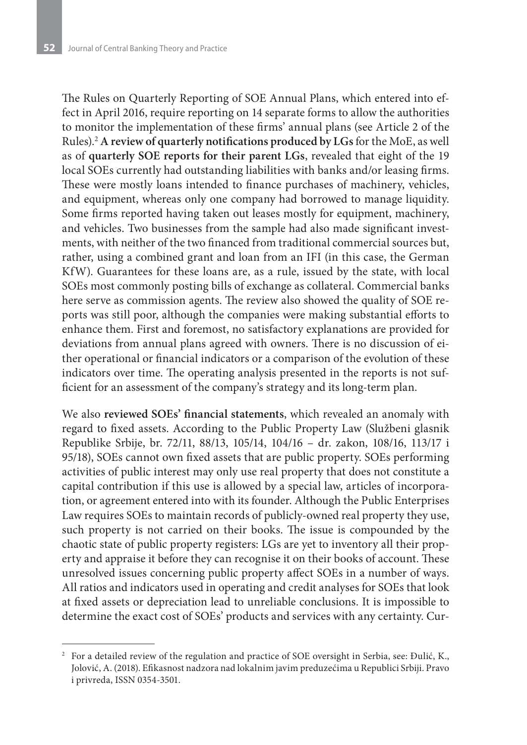The Rules on Quarterly Reporting of SOE Annual Plans, which entered into effect in April 2016, require reporting on 14 separate forms to allow the authorities to monitor the implementation of these firms' annual plans (see Article 2 of the Rules).[2] **A review of quarterly notifications produced by LGs** for the MoE, as well as of **quarterly SOE reports for their parent LGs**, revealed that eight of the 19 local SOEs currently had outstanding liabilities with banks and/or leasing firms. These were mostly loans intended to finance purchases of machinery, vehicles, and equipment, whereas only one company had borrowed to manage liquidity. Some firms reported having taken out leases mostly for equipment, machinery, and vehicles. Two businesses from the sample had also made significant investments, with neither of the two financed from traditional commercial sources but, rather, using a combined grant and loan from an IFI (in this case, the German KfW). Guarantees for these loans are, as a rule, issued by the state, with local SOEs most commonly posting bills of exchange as collateral. Commercial banks here serve as commission agents. The review also showed the quality of SOE reports was still poor, although the companies were making substantial efforts to enhance them. First and foremost, no satisfactory explanations are provided for deviations from annual plans agreed with owners. There is no discussion of either operational or financial indicators or a comparison of the evolution of these indicators over time. The operating analysis presented in the reports is not sufficient for an assessment of the company's strategy and its long-term plan.

We also **reviewed SOEs' financial statements**, which revealed an anomaly with regard to fixed assets. According to the Public Property Law (Službeni glasnik Republike Srbije, br. 72/11, 88/13, 105/14, 104/16 – dr. zakon, 108/16, 113/17 i 95/18), SOEs cannot own fixed assets that are public property. SOEs performing activities of public interest may only use real property that does not constitute a capital contribution if this use is allowed by a special law, articles of incorporation, or agreement entered into with its founder. Although the Public Enterprises Law requires SOEs to maintain records of publicly-owned real property they use, such property is not carried on their books. The issue is compounded by the chaotic state of public property registers: LGs are yet to inventory all their property and appraise it before they can recognise it on their books of account. These unresolved issues concerning public property affect SOEs in a number of ways. All ratios and indicators used in operating and credit analyses for SOEs that look at fixed assets or depreciation lead to unreliable conclusions. It is impossible to determine the exact cost of SOEs' products and services with any certainty. Cur-

---

[2] For a detailed review of the regulation and practice of SOE oversight in Serbia, see: Đulić, K., Jolović, A. (2018). Efikasnost nadzora nad lokalnim javim preduzećima u Republici Srbiji. Pravo i privreda, ISSN 0354-3501.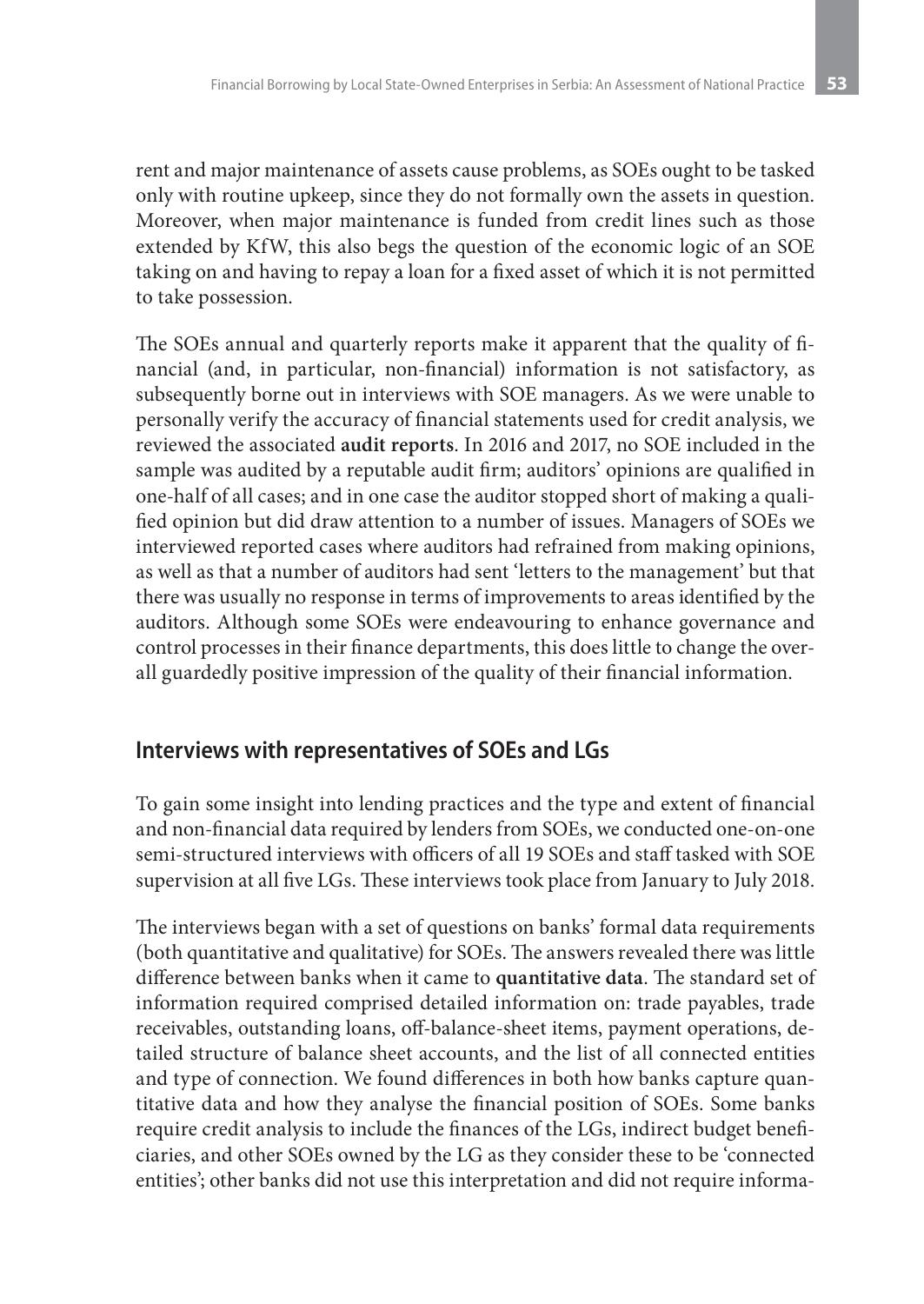rent and major maintenance of assets cause problems, as SOEs ought to be tasked only with routine upkeep, since they do not formally own the assets in question. Moreover, when major maintenance is funded from credit lines such as those extended by KfW, this also begs the question of the economic logic of an SOE taking on and having to repay a loan for a fixed asset of which it is not permitted to take possession.

The SOEs annual and quarterly reports make it apparent that the quality of financial (and, in particular, non-financial) information is not satisfactory, as subsequently borne out in interviews with SOE managers. As we were unable to personally verify the accuracy of financial statements used for credit analysis, we reviewed the associated **audit reports**. In 2016 and 2017, no SOE included in the sample was audited by a reputable audit firm; auditors' opinions are qualified in one-half of all cases; and in one case the auditor stopped short of making a qualified opinion but did draw attention to a number of issues. Managers of SOEs we interviewed reported cases where auditors had refrained from making opinions, as well as that a number of auditors had sent 'letters to the management' but that there was usually no response in terms of improvements to areas identified by the auditors. Although some SOEs were endeavouring to enhance governance and control processes in their finance departments, this does little to change the overall guardedly positive impression of the quality of their financial information.

## Interviews with representatives of SOEs and LGs

To gain some insight into lending practices and the type and extent of financial and non-financial data required by lenders from SOEs, we conducted one-on-one semi-structured interviews with officers of all 19 SOEs and staff tasked with SOE supervision at all five LGs. These interviews took place from January to July 2018.

The interviews began with a set of questions on banks' formal data requirements (both quantitative and qualitative) for SOEs. The answers revealed there was little difference between banks when it came to **quantitative data**. The standard set of information required comprised detailed information on: trade payables, trade receivables, outstanding loans, off-balance-sheet items, payment operations, detailed structure of balance sheet accounts, and the list of all connected entities and type of connection. We found differences in both how banks capture quantitative data and how they analyse the financial position of SOEs. Some banks require credit analysis to include the finances of the LGs, indirect budget beneficiaries, and other SOEs owned by the LG as they consider these to be 'connected entities'; other banks did not use this interpretation and did not require informa-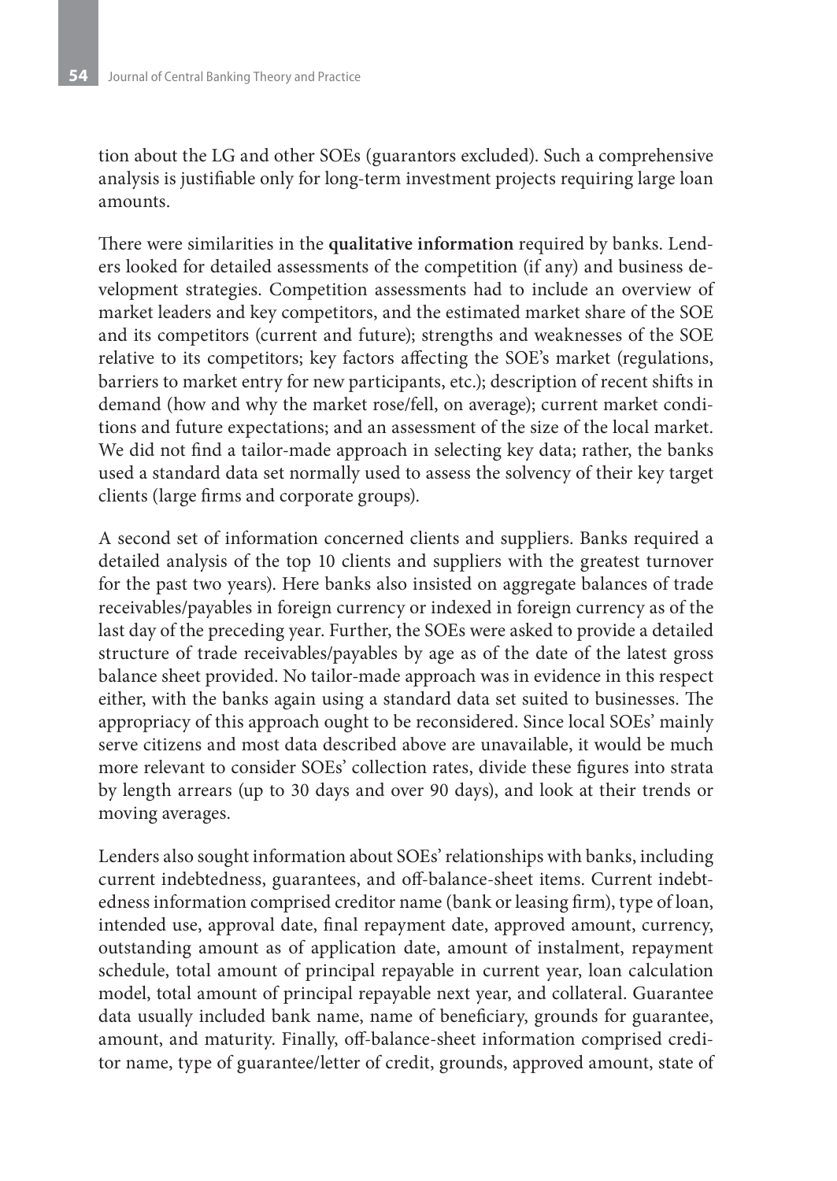tion about the LG and other SOEs (guarantors excluded). Such a comprehensive analysis is justifiable only for long-term investment projects requiring large loan amounts.

There were similarities in the **qualitative information** required by banks. Lenders looked for detailed assessments of the competition (if any) and business development strategies. Competition assessments had to include an overview of market leaders and key competitors, and the estimated market share of the SOE and its competitors (current and future); strengths and weaknesses of the SOE relative to its competitors; key factors affecting the SOE's market (regulations, barriers to market entry for new participants, etc.); description of recent shifts in demand (how and why the market rose/fell, on average); current market conditions and future expectations; and an assessment of the size of the local market. We did not find a tailor-made approach in selecting key data; rather, the banks used a standard data set normally used to assess the solvency of their key target clients (large firms and corporate groups).

A second set of information concerned clients and suppliers. Banks required a detailed analysis of the top 10 clients and suppliers with the greatest turnover for the past two years). Here banks also insisted on aggregate balances of trade receivables/payables in foreign currency or indexed in foreign currency as of the last day of the preceding year. Further, the SOEs were asked to provide a detailed structure of trade receivables/payables by age as of the date of the latest gross balance sheet provided. No tailor-made approach was in evidence in this respect either, with the banks again using a standard data set suited to businesses. The appropriacy of this approach ought to be reconsidered. Since local SOEs' mainly serve citizens and most data described above are unavailable, it would be much more relevant to consider SOEs' collection rates, divide these figures into strata by length arrears (up to 30 days and over 90 days), and look at their trends or moving averages.

Lenders also sought information about SOEs' relationships with banks, including current indebtedness, guarantees, and off-balance-sheet items. Current indebtedness information comprised creditor name (bank or leasing firm), type of loan, intended use, approval date, final repayment date, approved amount, currency, outstanding amount as of application date, amount of instalment, repayment schedule, total amount of principal repayable in current year, loan calculation model, total amount of principal repayable next year, and collateral. Guarantee data usually included bank name, name of beneficiary, grounds for guarantee, amount, and maturity. Finally, off-balance-sheet information comprised creditor name, type of guarantee/letter of credit, grounds, approved amount, state of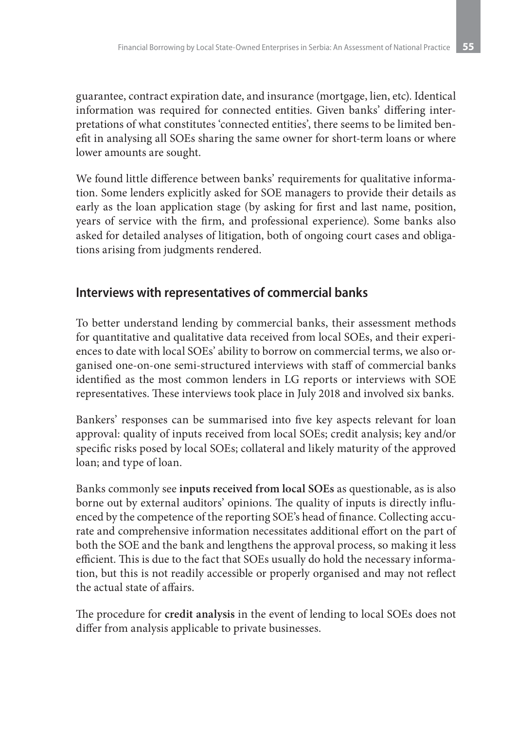guarantee, contract expiration date, and insurance (mortgage, lien, etc). Identical information was required for connected entities. Given banks' differing interpretations of what constitutes 'connected entities', there seems to be limited benefit in analysing all SOEs sharing the same owner for short-term loans or where lower amounts are sought.

We found little difference between banks' requirements for qualitative information. Some lenders explicitly asked for SOE managers to provide their details as early as the loan application stage (by asking for first and last name, position, years of service with the firm, and professional experience). Some banks also asked for detailed analyses of litigation, both of ongoing court cases and obligations arising from judgments rendered.

## Interviews with representatives of commercial banks

To better understand lending by commercial banks, their assessment methods for quantitative and qualitative data received from local SOEs, and their experiences to date with local SOEs' ability to borrow on commercial terms, we also organised one-on-one semi-structured interviews with staff of commercial banks identified as the most common lenders in LG reports or interviews with SOE representatives. These interviews took place in July 2018 and involved six banks.

Bankers' responses can be summarised into five key aspects relevant for loan approval: quality of inputs received from local SOEs; credit analysis; key and/or specific risks posed by local SOEs; collateral and likely maturity of the approved loan; and type of loan.

Banks commonly see **inputs received from local SOEs** as questionable, as is also borne out by external auditors' opinions. The quality of inputs is directly influenced by the competence of the reporting SOE's head of finance. Collecting accurate and comprehensive information necessitates additional effort on the part of both the SOE and the bank and lengthens the approval process, so making it less efficient. This is due to the fact that SOEs usually do hold the necessary information, but this is not readily accessible or properly organised and may not reflect the actual state of affairs.

The procedure for **credit analysis** in the event of lending to local SOEs does not differ from analysis applicable to private businesses.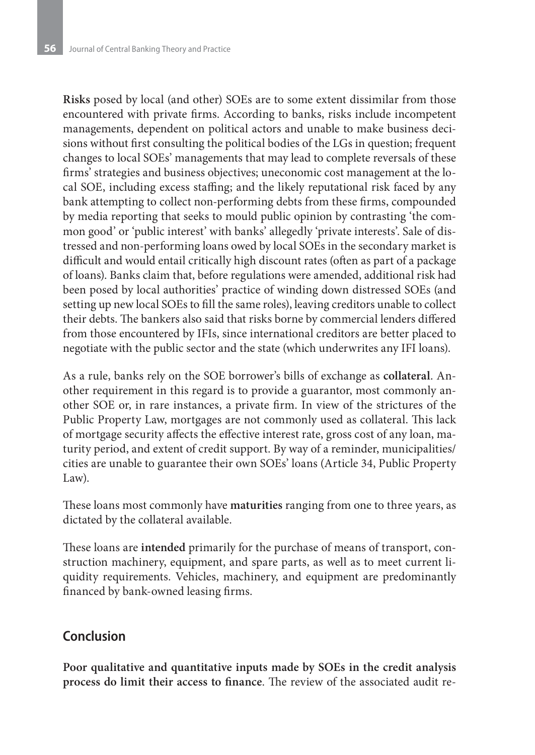**Risks** posed by local (and other) SOEs are to some extent dissimilar from those encountered with private firms. According to banks, risks include incompetent managements, dependent on political actors and unable to make business decisions without first consulting the political bodies of the LGs in question; frequent changes to local SOEs' managements that may lead to complete reversals of these firms' strategies and business objectives; uneconomic cost management at the local SOE, including excess staffing; and the likely reputational risk faced by any bank attempting to collect non-performing debts from these firms, compounded by media reporting that seeks to mould public opinion by contrasting 'the common good' or 'public interest' with banks' allegedly 'private interests'. Sale of distressed and non-performing loans owed by local SOEs in the secondary market is difficult and would entail critically high discount rates (often as part of a package of loans). Banks claim that, before regulations were amended, additional risk had been posed by local authorities' practice of winding down distressed SOEs (and setting up new local SOEs to fill the same roles), leaving creditors unable to collect their debts. The bankers also said that risks borne by commercial lenders differed from those encountered by IFIs, since international creditors are better placed to negotiate with the public sector and the state (which underwrites any IFI loans).

As a rule, banks rely on the SOE borrower's bills of exchange as **collateral**. Another requirement in this regard is to provide a guarantor, most commonly another SOE or, in rare instances, a private firm. In view of the strictures of the Public Property Law, mortgages are not commonly used as collateral. This lack of mortgage security affects the effective interest rate, gross cost of any loan, maturity period, and extent of credit support. By way of a reminder, municipalities/cities are unable to guarantee their own SOEs' loans (Article 34, Public Property Law).

These loans most commonly have **maturities** ranging from one to three years, as dictated by the collateral available.

These loans are **intended** primarily for the purchase of means of transport, construction machinery, equipment, and spare parts, as well as to meet current liquidity requirements. Vehicles, machinery, and equipment are predominantly financed by bank-owned leasing firms.

## Conclusion

**Poor qualitative and quantitative inputs made by SOEs in the credit analysis process do limit their access to finance**. The review of the associated audit re-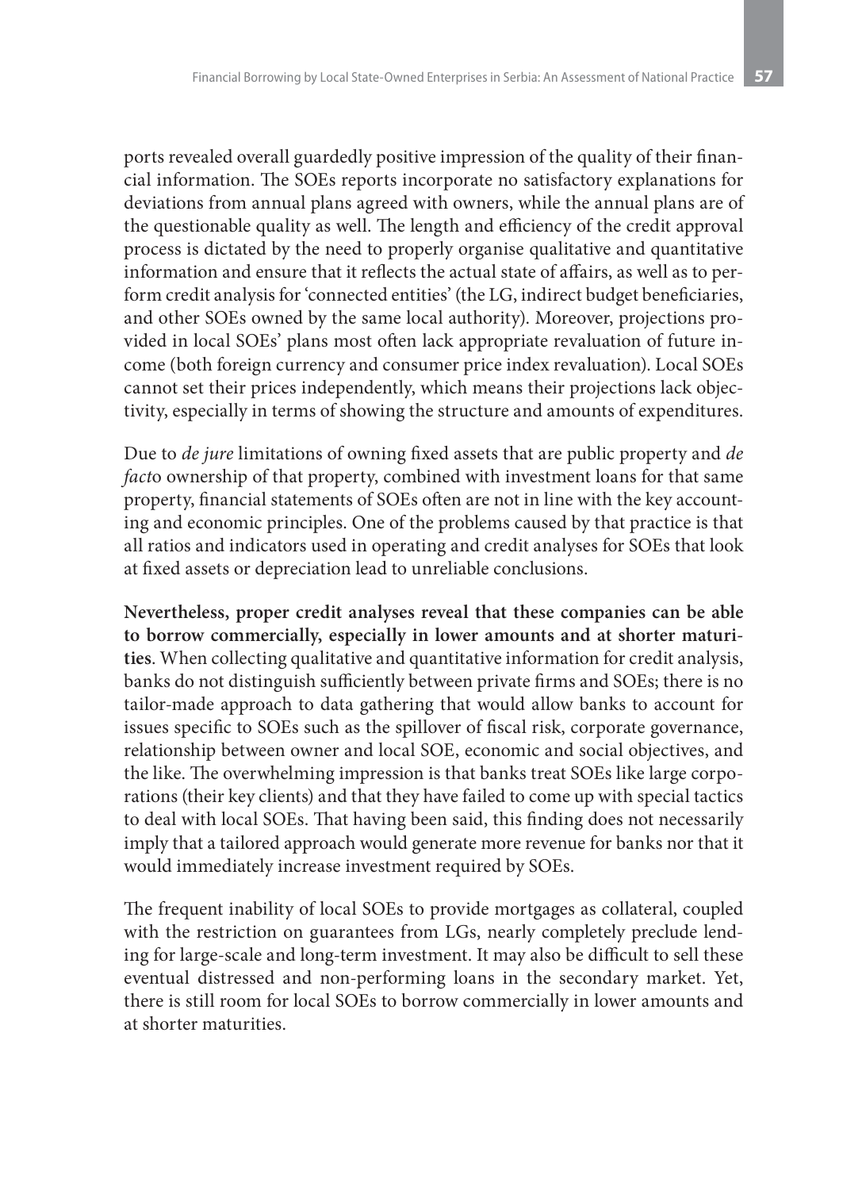ports revealed overall guardedly positive impression of the quality of their financial information. The SOEs reports incorporate no satisfactory explanations for deviations from annual plans agreed with owners, while the annual plans are of the questionable quality as well. The length and efficiency of the credit approval process is dictated by the need to properly organise qualitative and quantitative information and ensure that it reflects the actual state of affairs, as well as to perform credit analysis for 'connected entities' (the LG, indirect budget beneficiaries, and other SOEs owned by the same local authority). Moreover, projections provided in local SOEs' plans most often lack appropriate revaluation of future income (both foreign currency and consumer price index revaluation). Local SOEs cannot set their prices independently, which means their projections lack objectivity, especially in terms of showing the structure and amounts of expenditures.

Due to *de jure* limitations of owning fixed assets that are public property and *de facto* ownership of that property, combined with investment loans for that same property, financial statements of SOEs often are not in line with the key accounting and economic principles. One of the problems caused by that practice is that all ratios and indicators used in operating and credit analyses for SOEs that look at fixed assets or depreciation lead to unreliable conclusions.

**Nevertheless, proper credit analyses reveal that these companies can be able to borrow commercially, especially in lower amounts and at shorter maturities**. When collecting qualitative and quantitative information for credit analysis, banks do not distinguish sufficiently between private firms and SOEs; there is no tailor-made approach to data gathering that would allow banks to account for issues specific to SOEs such as the spillover of fiscal risk, corporate governance, relationship between owner and local SOE, economic and social objectives, and the like. The overwhelming impression is that banks treat SOEs like large corporations (their key clients) and that they have failed to come up with special tactics to deal with local SOEs. That having been said, this finding does not necessarily imply that a tailored approach would generate more revenue for banks nor that it would immediately increase investment required by SOEs.

The frequent inability of local SOEs to provide mortgages as collateral, coupled with the restriction on guarantees from LGs, nearly completely preclude lending for large-scale and long-term investment. It may also be difficult to sell these eventual distressed and non-performing loans in the secondary market. Yet, there is still room for local SOEs to borrow commercially in lower amounts and at shorter maturities.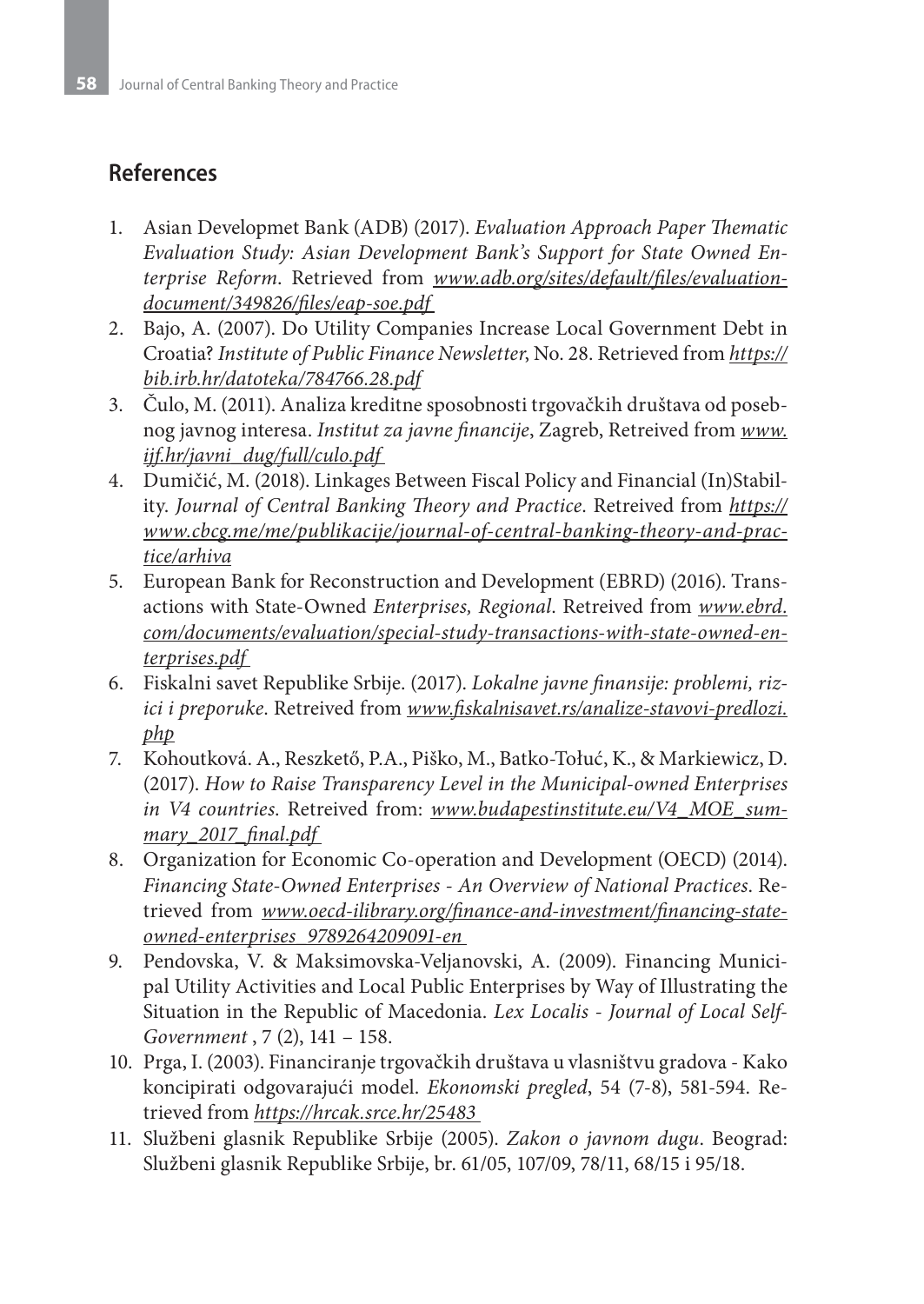## References

1. Asian Developmet Bank (ADB) (2017). *Evaluation Approach Paper Thematic Evaluation Study: Asian Development Bank's Support for State Owned Enterprise Reform*. Retrieved from *www.adb.org/sites/default/files/evaluation-document/349826/files/eap-soe.pdf*
2. Bajo, A. (2007). Do Utility Companies Increase Local Government Debt in Croatia? *Institute of Public Finance Newsletter*, No. 28. Retrieved from *https://bib.irb.hr/datoteka/784766.28.pdf*
3. Čulo, M. (2011). Analiza kreditne sposobnosti trgovačkih društava od posebnog javnog interesa. *Institut za javne financije*, Zagreb, Retreived from *www.ijf.hr/javni_dug/full/culo.pdf*
4. Dumičić, M. (2018). Linkages Between Fiscal Policy and Financial (In)Stability. *Journal of Central Banking Theory and Practice*. Retreived from *https://www.cbcg.me/me/publikacije/journal-of-central-banking-theory-and-practice/arhiva*
5. European Bank for Reconstruction and Development (EBRD) (2016). Transactions with State-Owned *Enterprises, Regional*. Retreived from *www.ebrd.com/documents/evaluation/special-study-transactions-with-state-owned-enterprises.pdf*
6. Fiskalni savet Republike Srbije. (2017). *Lokalne javne finansije: problemi, rizici i preporuke*. Retreived from *www.fiskalnisavet.rs/analize-stavovi-predlozi.php*
7. Kohoutková. A., Reszkető, P.A., Piško, M., Batko-Tołuć, K., & Markiewicz, D. (2017). *How to Raise Transparency Level in the Municipal-owned Enterprises in V4 countries*. Retreived from: *www.budapestinstitute.eu/V4_MOE_summary_2017_final.pdf*
8. Organization for Economic Co-operation and Development (OECD) (2014). *Financing State-Owned Enterprises - An Overview of National Practices*. Retrieved from *www.oecd-ilibrary.org/finance-and-investment/financing-state-owned-enterprises_9789264209091-en*
9. Pendovska, V. & Maksimovska-Veljanovski, A. (2009). Financing Municipal Utility Activities and Local Public Enterprises by Way of Illustrating the Situation in the Republic of Macedonia. *Lex Localis - Journal of Local Self-Government* , 7 (2), 141 – 158.
10. Prga, I. (2003). Financiranje trgovačkih društava u vlasništvu gradova - Kako koncipirati odgovarajući model. *Ekonomski pregled*, 54 (7-8), 581-594. Retrieved from *https://hrcak.srce.hr/25483*
11. Službeni glasnik Republike Srbije (2005). *Zakon o javnom dugu*. Beograd: Službeni glasnik Republike Srbije, br. 61/05, 107/09, 78/11, 68/15 i 95/18.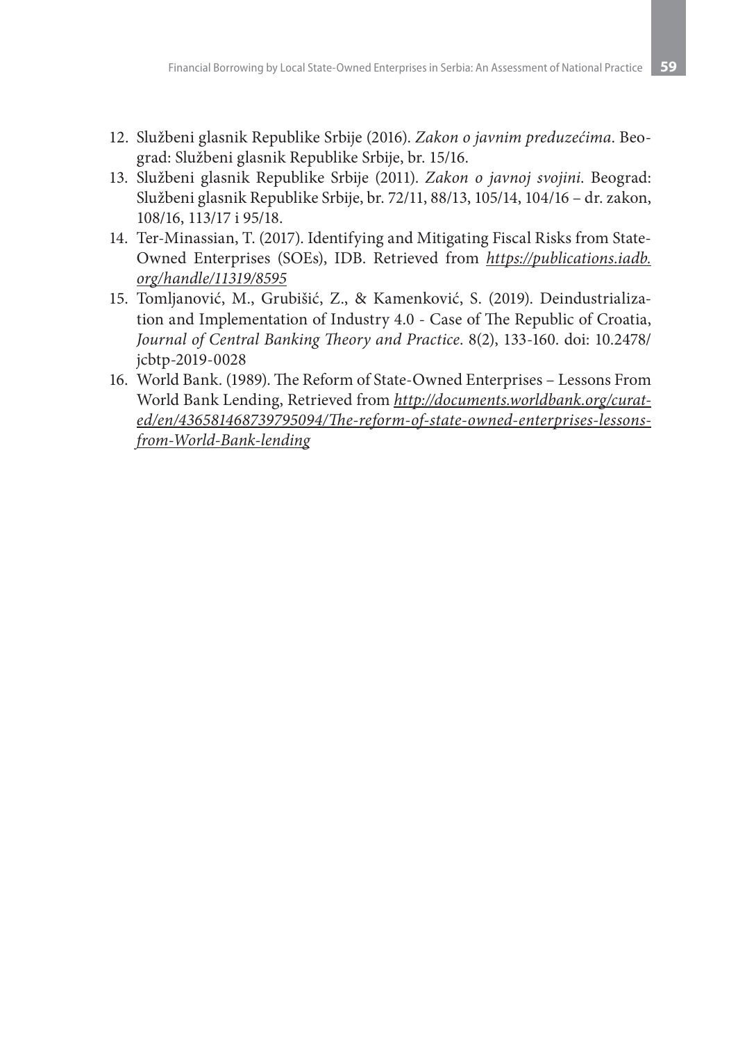12. Službeni glasnik Republike Srbije (2016). *Zakon o javnim preduzećima*. Beograd: Službeni glasnik Republike Srbije, br. 15/16.
13. Službeni glasnik Republike Srbije (2011). *Zakon o javnoj svojini*. Beograd: Službeni glasnik Republike Srbije, br. 72/11, 88/13, 105/14, 104/16 – dr. zakon, 108/16, 113/17 i 95/18.
14. Ter-Minassian, T. (2017). Identifying and Mitigating Fiscal Risks from State-Owned Enterprises (SOEs), IDB. Retrieved from *https://publications.iadb.org/handle/11319/8595*
15. Tomljanović, M., Grubišić, Z., & Kamenković, S. (2019). Deindustrialization and Implementation of Industry 4.0 - Case of The Republic of Croatia, *Journal of Central Banking Theory and Practice*. 8(2), 133-160. doi: 10.2478/jcbtp-2019-0028
16. World Bank. (1989). The Reform of State-Owned Enterprises – Lessons From World Bank Lending, Retrieved from *http://documents.worldbank.org/curated/en/436581468739795094/The-reform-of-state-owned-enterprises-lessons-from-World-Bank-lending*